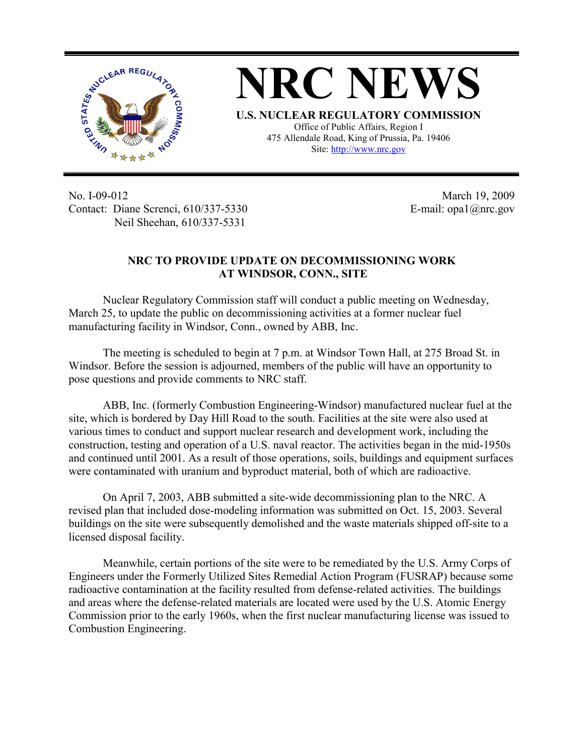# NRC NEWS

**U.S. NUCLEAR REGULATORY COMMISSION**
Office of Public Affairs, Region I
475 Allendale Road, King of Prussia, Pa. 19406
Site: http://www.nrc.gov

No. I-09-012
Contact: Diane Screnci, 610/337-5330
Neil Sheehan, 610/337-5331

March 19, 2009
E-mail: opa1@nrc.gov

**NRC TO PROVIDE UPDATE ON DECOMMISSIONING WORK AT WINDSOR, CONN., SITE**

Nuclear Regulatory Commission staff will conduct a public meeting on Wednesday, March 25, to update the public on decommissioning activities at a former nuclear fuel manufacturing facility in Windsor, Conn., owned by ABB, Inc.

The meeting is scheduled to begin at 7 p.m. at Windsor Town Hall, at 275 Broad St. in Windsor. Before the session is adjourned, members of the public will have an opportunity to pose questions and provide comments to NRC staff.

ABB, Inc. (formerly Combustion Engineering-Windsor) manufactured nuclear fuel at the site, which is bordered by Day Hill Road to the south. Facilities at the site were also used at various times to conduct and support nuclear research and development work, including the construction, testing and operation of a U.S. naval reactor. The activities began in the mid-1950s and continued until 2001. As a result of those operations, soils, buildings and equipment surfaces were contaminated with uranium and byproduct material, both of which are radioactive.

On April 7, 2003, ABB submitted a site-wide decommissioning plan to the NRC. A revised plan that included dose-modeling information was submitted on Oct. 15, 2003. Several buildings on the site were subsequently demolished and the waste materials shipped off-site to a licensed disposal facility.

Meanwhile, certain portions of the site were to be remediated by the U.S. Army Corps of Engineers under the Formerly Utilized Sites Remedial Action Program (FUSRAP) because some radioactive contamination at the facility resulted from defense-related activities. The buildings and areas where the defense-related materials are located were used by the U.S. Atomic Energy Commission prior to the early 1960s, when the first nuclear manufacturing license was issued to Combustion Engineering.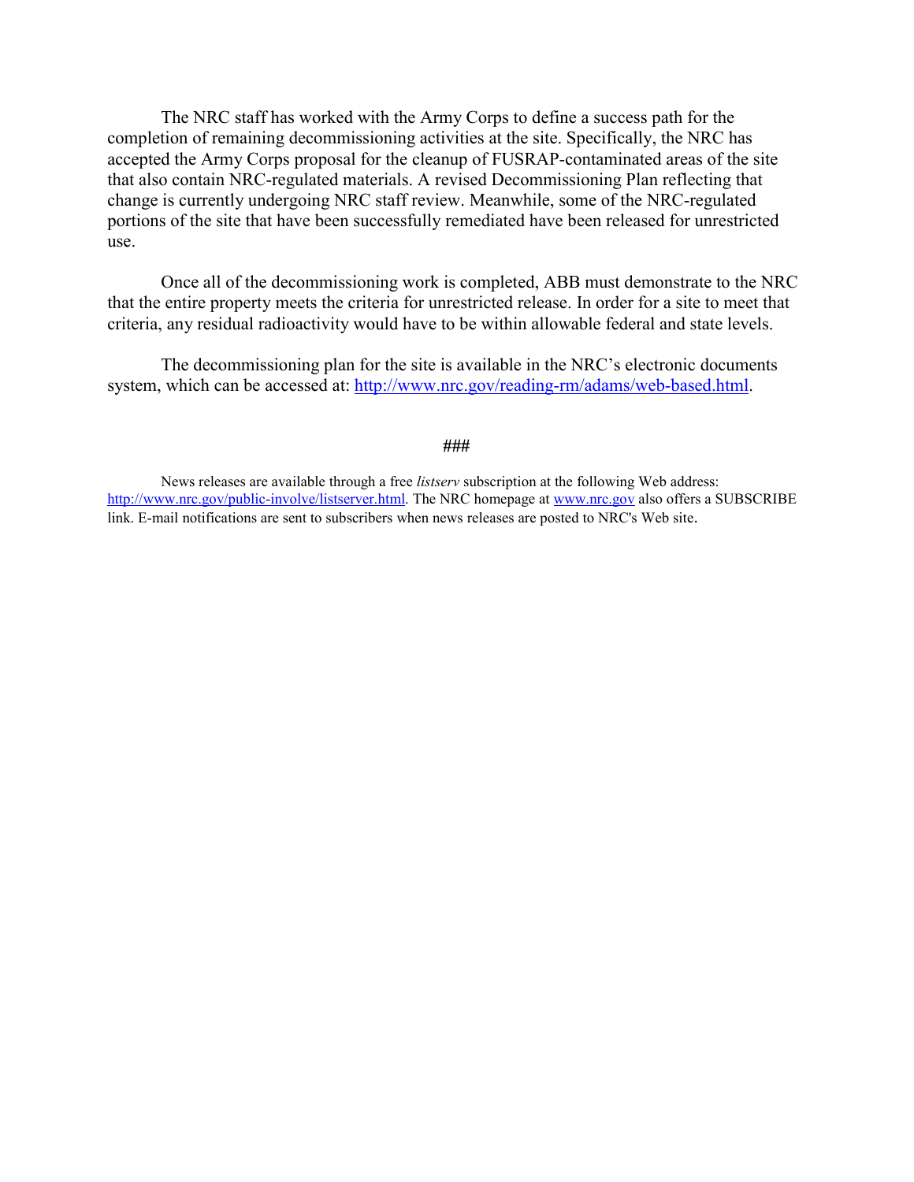The NRC staff has worked with the Army Corps to define a success path for the completion of remaining decommissioning activities at the site. Specifically, the NRC has accepted the Army Corps proposal for the cleanup of FUSRAP-contaminated areas of the site that also contain NRC-regulated materials. A revised Decommissioning Plan reflecting that change is currently undergoing NRC staff review. Meanwhile, some of the NRC-regulated portions of the site that have been successfully remediated have been released for unrestricted use.

Once all of the decommissioning work is completed, ABB must demonstrate to the NRC that the entire property meets the criteria for unrestricted release. In order for a site to meet that criteria, any residual radioactivity would have to be within allowable federal and state levels.

The decommissioning plan for the site is available in the NRC's electronic documents system, which can be accessed at: http://www.nrc.gov/reading-rm/adams/web-based.html.

###

News releases are available through a free *listserv* subscription at the following Web address: http://www.nrc.gov/public-involve/listserver.html. The NRC homepage at www.nrc.gov also offers a SUBSCRIBE link. E-mail notifications are sent to subscribers when news releases are posted to NRC's Web site.